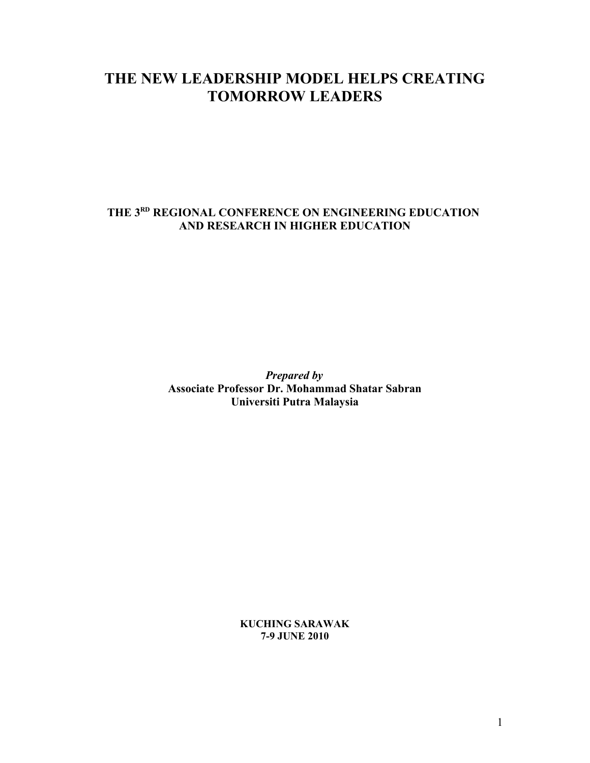# THE NEW LEADERSHIP MODEL HELPS CREATING TOMORROW LEADERS

**THE 3RD REGIONAL CONFERENCE ON ENGINEERING EDUCATION AND RESEARCH IN HIGHER EDUCATION**

***Prepared by***
**Associate Professor Dr. Mohammad Shatar Sabran**
**Universiti Putra Malaysia**

**KUCHING SARAWAK**
**7-9 JUNE 2010**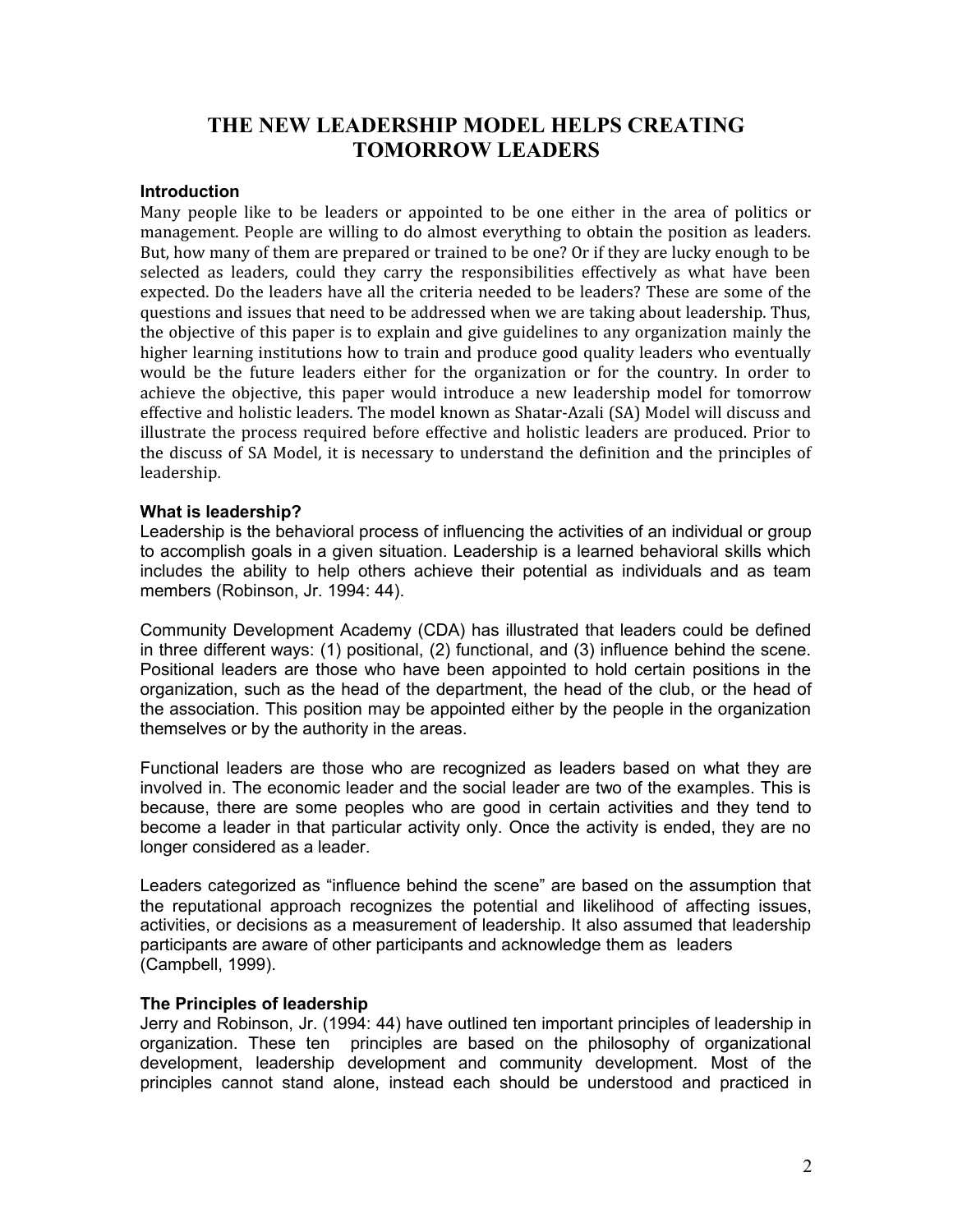# THE NEW LEADERSHIP MODEL HELPS CREATING TOMORROW LEADERS

### Introduction

Many people like to be leaders or appointed to be one either in the area of politics or management. People are willing to do almost everything to obtain the position as leaders. But, how many of them are prepared or trained to be one? Or if they are lucky enough to be selected as leaders, could they carry the responsibilities effectively as what have been expected. Do the leaders have all the criteria needed to be leaders? These are some of the questions and issues that need to be addressed when we are taking about leadership. Thus, the objective of this paper is to explain and give guidelines to any organization mainly the higher learning institutions how to train and produce good quality leaders who eventually would be the future leaders either for the organization or for the country. In order to achieve the objective, this paper would introduce a new leadership model for tomorrow effective and holistic leaders. The model known as Shatar-Azali (SA) Model will discuss and illustrate the process required before effective and holistic leaders are produced. Prior to the discuss of SA Model, it is necessary to understand the definition and the principles of leadership.

### What is leadership?

Leadership is the behavioral process of influencing the activities of an individual or group to accomplish goals in a given situation. Leadership is a learned behavioral skills which includes the ability to help others achieve their potential as individuals and as team members (Robinson, Jr. 1994: 44).

Community Development Academy (CDA) has illustrated that leaders could be defined in three different ways: (1) positional, (2) functional, and (3) influence behind the scene. Positional leaders are those who have been appointed to hold certain positions in the organization, such as the head of the department, the head of the club, or the head of the association. This position may be appointed either by the people in the organization themselves or by the authority in the areas.

Functional leaders are those who are recognized as leaders based on what they are involved in. The economic leader and the social leader are two of the examples. This is because, there are some peoples who are good in certain activities and they tend to become a leader in that particular activity only. Once the activity is ended, they are no longer considered as a leader.

Leaders categorized as "influence behind the scene" are based on the assumption that the reputational approach recognizes the potential and likelihood of affecting issues, activities, or decisions as a measurement of leadership. It also assumed that leadership participants are aware of other participants and acknowledge them as leaders (Campbell, 1999).

### The Principles of leadership

Jerry and Robinson, Jr. (1994: 44) have outlined ten important principles of leadership in organization. These ten principles are based on the philosophy of organizational development, leadership development and community development. Most of the principles cannot stand alone, instead each should be understood and practiced in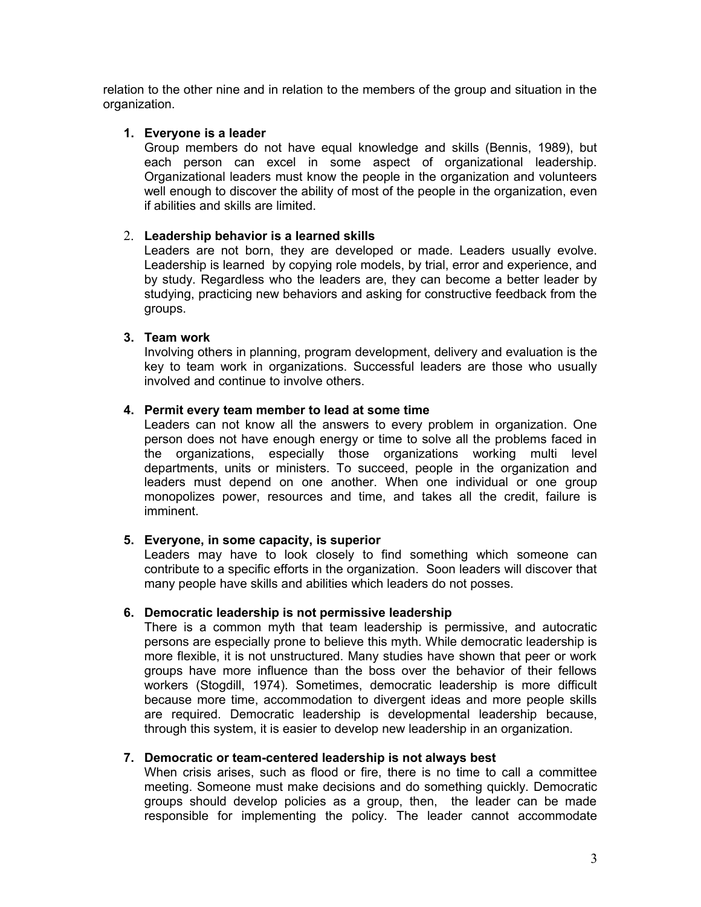relation to the other nine and in relation to the members of the group and situation in the organization.

1. **Everyone is a leader**
   Group members do not have equal knowledge and skills (Bennis, 1989), but each person can excel in some aspect of organizational leadership. Organizational leaders must know the people in the organization and volunteers well enough to discover the ability of most of the people in the organization, even if abilities and skills are limited.

2. **Leadership behavior is a learned skills**
   Leaders are not born, they are developed or made. Leaders usually evolve. Leadership is learned by copying role models, by trial, error and experience, and by study. Regardless who the leaders are, they can become a better leader by studying, practicing new behaviors and asking for constructive feedback from the groups.

3. **Team work**
   Involving others in planning, program development, delivery and evaluation is the key to team work in organizations. Successful leaders are those who usually involved and continue to involve others.

4. **Permit every team member to lead at some time**
   Leaders can not know all the answers to every problem in organization. One person does not have enough energy or time to solve all the problems faced in the organizations, especially those organizations working multi level departments, units or ministers. To succeed, people in the organization and leaders must depend on one another. When one individual or one group monopolizes power, resources and time, and takes all the credit, failure is imminent.

5. **Everyone, in some capacity, is superior**
   Leaders may have to look closely to find something which someone can contribute to a specific efforts in the organization. Soon leaders will discover that many people have skills and abilities which leaders do not posses.

6. **Democratic leadership is not permissive leadership**
   There is a common myth that team leadership is permissive, and autocratic persons are especially prone to believe this myth. While democratic leadership is more flexible, it is not unstructured. Many studies have shown that peer or work groups have more influence than the boss over the behavior of their fellows workers (Stogdill, 1974). Sometimes, democratic leadership is more difficult because more time, accommodation to divergent ideas and more people skills are required. Democratic leadership is developmental leadership because, through this system, it is easier to develop new leadership in an organization.

7. **Democratic or team-centered leadership is not always best**
   When crisis arises, such as flood or fire, there is no time to call a committee meeting. Someone must make decisions and do something quickly. Democratic groups should develop policies as a group, then, the leader can be made responsible for implementing the policy. The leader cannot accommodate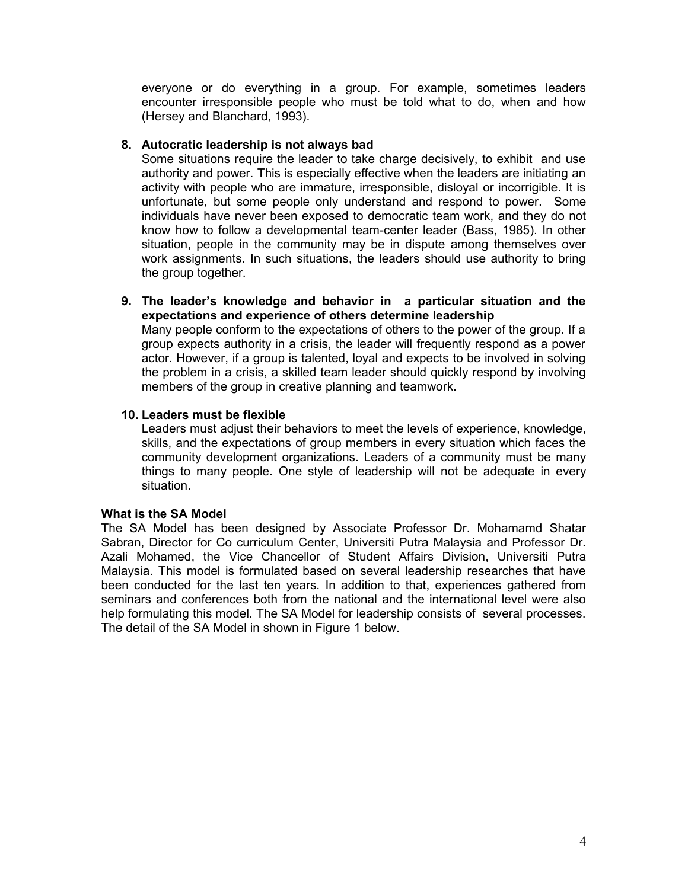everyone or do everything in a group. For example, sometimes leaders encounter irresponsible people who must be told what to do, when and how (Hersey and Blanchard, 1993).

8. **Autocratic leadership is not always bad**
   Some situations require the leader to take charge decisively, to exhibit and use authority and power. This is especially effective when the leaders are initiating an activity with people who are immature, irresponsible, disloyal or incorrigible. It is unfortunate, but some people only understand and respond to power. Some individuals have never been exposed to democratic team work, and they do not know how to follow a developmental team-center leader (Bass, 1985). In other situation, people in the community may be in dispute among themselves over work assignments. In such situations, the leaders should use authority to bring the group together.

9. **The leader's knowledge and behavior in a particular situation and the expectations and experience of others determine leadership**
   Many people conform to the expectations of others to the power of the group. If a group expects authority in a crisis, the leader will frequently respond as a power actor. However, if a group is talented, loyal and expects to be involved in solving the problem in a crisis, a skilled team leader should quickly respond by involving members of the group in creative planning and teamwork.

10. **Leaders must be flexible**
    Leaders must adjust their behaviors to meet the levels of experience, knowledge, skills, and the expectations of group members in every situation which faces the community development organizations. Leaders of a community must be many things to many people. One style of leadership will not be adequate in every situation.

**What is the SA Model**

The SA Model has been designed by Associate Professor Dr. Mohamamd Shatar Sabran, Director for Co curriculum Center, Universiti Putra Malaysia and Professor Dr. Azali Mohamed, the Vice Chancellor of Student Affairs Division, Universiti Putra Malaysia. This model is formulated based on several leadership researches that have been conducted for the last ten years. In addition to that, experiences gathered from seminars and conferences both from the national and the international level were also help formulating this model. The SA Model for leadership consists of several processes. The detail of the SA Model in shown in Figure 1 below.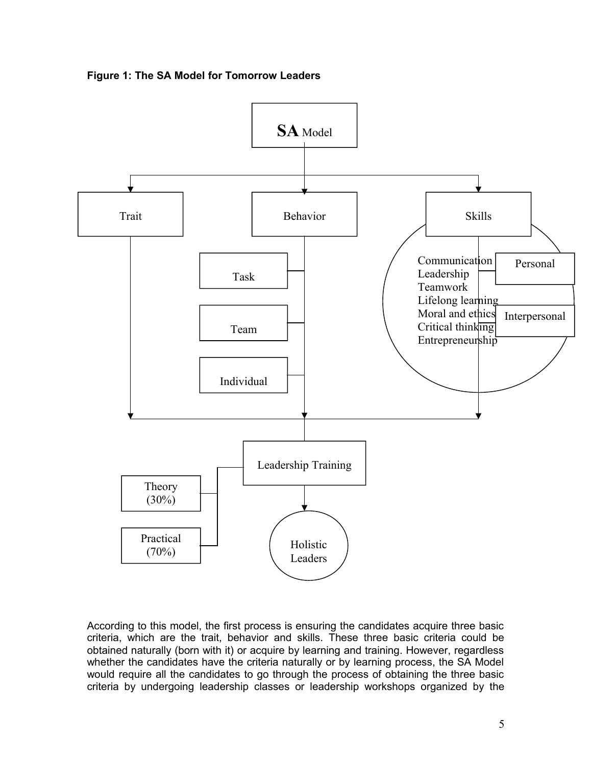**Figure 1: The SA Model for Tomorrow Leaders**

**SA** Model

Trait

Behavior

Skills

Task

Team

Individual

Communication
Leadership
Teamwork
Lifelong learning
Moral and ethics
Critical thinking
Entrepreneurship

Personal

Interpersonal

Leadership Training

Theory (30%)

Practical (70%)

Holistic Leaders

According to this model, the first process is ensuring the candidates acquire three basic criteria, which are the trait, behavior and skills. These three basic criteria could be obtained naturally (born with it) or acquire by learning and training. However, regardless whether the candidates have the criteria naturally or by learning process, the SA Model would require all the candidates to go through the process of obtaining the three basic criteria by undergoing leadership classes or leadership workshops organized by the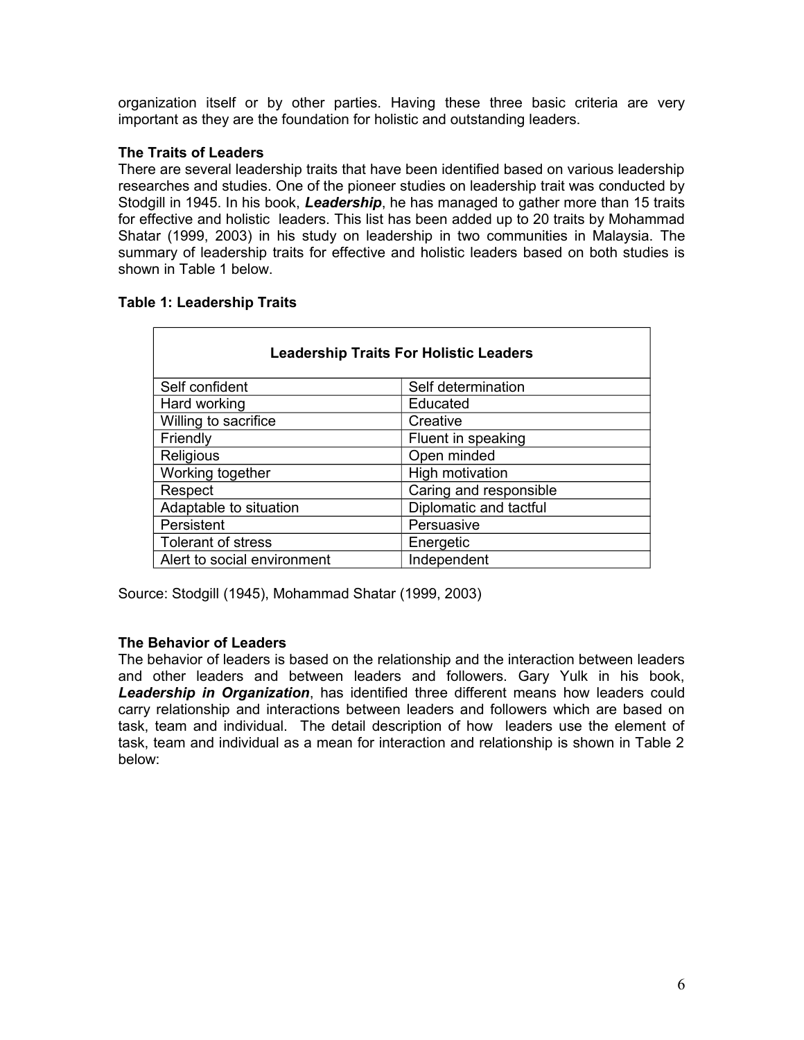organization itself or by other parties. Having these three basic criteria are very important as they are the foundation for holistic and outstanding leaders.

**The Traits of Leaders**

There are several leadership traits that have been identified based on various leadership researches and studies. One of the pioneer studies on leadership trait was conducted by Stodgill in 1945. In his book, ***Leadership***, he has managed to gather more than 15 traits for effective and holistic leaders. This list has been added up to 20 traits by Mohammad Shatar (1999, 2003) in his study on leadership in two communities in Malaysia. The summary of leadership traits for effective and holistic leaders based on both studies is shown in Table 1 below.

**Table 1: Leadership Traits**

| **Leadership Traits For Holistic Leaders** | |
|---|---|
| Self confident | Self determination |
| Hard working | Educated |
| Willing to sacrifice | Creative |
| Friendly | Fluent in speaking |
| Religious | Open minded |
| Working together | High motivation |
| Respect | Caring and responsible |
| Adaptable to situation | Diplomatic and tactful |
| Persistent | Persuasive |
| Tolerant of stress | Energetic |
| Alert to social environment | Independent |

Source: Stodgill (1945), Mohammad Shatar (1999, 2003)

**The Behavior of Leaders**

The behavior of leaders is based on the relationship and the interaction between leaders and other leaders and between leaders and followers. Gary Yulk in his book, ***Leadership in Organization***, has identified three different means how leaders could carry relationship and interactions between leaders and followers which are based on task, team and individual. The detail description of how leaders use the element of task, team and individual as a mean for interaction and relationship is shown in Table 2 below: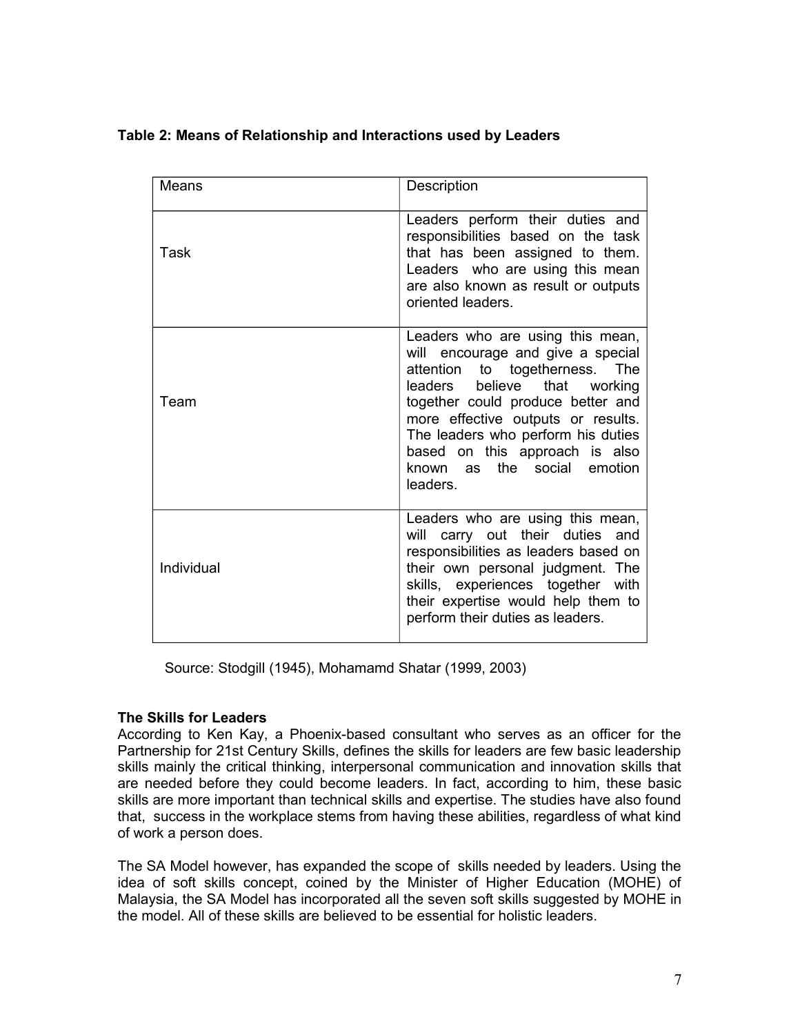**Table 2: Means of Relationship and Interactions used by Leaders**

| Means | Description |
| --- | --- |
| Task | Leaders perform their duties and responsibilities based on the task that has been assigned to them. Leaders who are using this mean are also known as result or outputs oriented leaders. |
| Team | Leaders who are using this mean, will encourage and give a special attention to togetherness. The leaders believe that working together could produce better and more effective outputs or results. The leaders who perform his duties based on this approach is also known as the social emotion leaders. |
| Individual | Leaders who are using this mean, will carry out their duties and responsibilities as leaders based on their own personal judgment. The skills, experiences together with their expertise would help them to perform their duties as leaders. |

Source: Stodgill (1945), Mohamamd Shatar (1999, 2003)

**The Skills for Leaders**

According to Ken Kay, a Phoenix-based consultant who serves as an officer for the Partnership for 21st Century Skills, defines the skills for leaders are few basic leadership skills mainly the critical thinking, interpersonal communication and innovation skills that are needed before they could become leaders. In fact, according to him, these basic skills are more important than technical skills and expertise. The studies have also found that, success in the workplace stems from having these abilities, regardless of what kind of work a person does.

The SA Model however, has expanded the scope of skills needed by leaders. Using the idea of soft skills concept, coined by the Minister of Higher Education (MOHE) of Malaysia, the SA Model has incorporated all the seven soft skills suggested by MOHE in the model. All of these skills are believed to be essential for holistic leaders.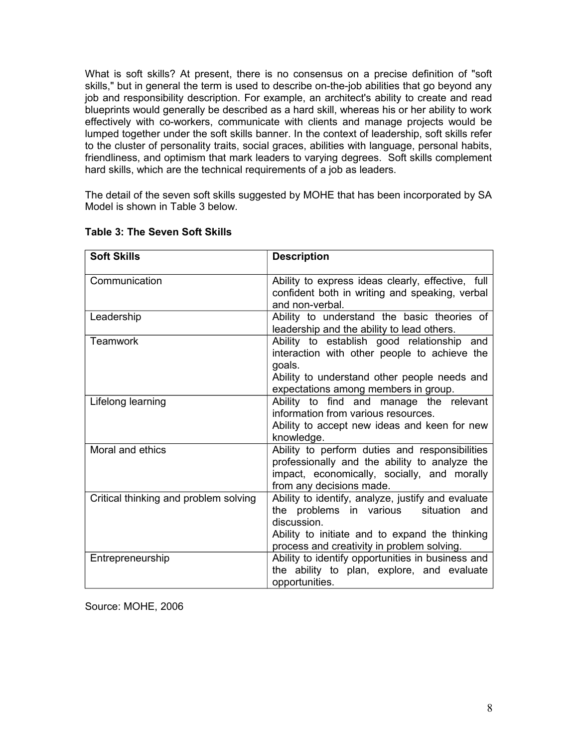What is soft skills? At present, there is no consensus on a precise definition of "soft skills," but in general the term is used to describe on-the-job abilities that go beyond any job and responsibility description. For example, an architect's ability to create and read blueprints would generally be described as a hard skill, whereas his or her ability to work effectively with co-workers, communicate with clients and manage projects would be lumped together under the soft skills banner. In the context of leadership, soft skills refer to the cluster of personality traits, social graces, abilities with language, personal habits, friendliness, and optimism that mark leaders to varying degrees. Soft skills complement hard skills, which are the technical requirements of a job as leaders.

The detail of the seven soft skills suggested by MOHE that has been incorporated by SA Model is shown in Table 3 below.

**Table 3: The Seven Soft Skills**

| Soft Skills | Description |
|---|---|
| Communication | Ability to express ideas clearly, effective, full confident both in writing and speaking, verbal and non-verbal. |
| Leadership | Ability to understand the basic theories of leadership and the ability to lead others. |
| Teamwork | Ability to establish good relationship and interaction with other people to achieve the goals.<br>Ability to understand other people needs and expectations among members in group. |
| Lifelong learning | Ability to find and manage the relevant information from various resources.<br>Ability to accept new ideas and keen for new knowledge. |
| Moral and ethics | Ability to perform duties and responsibilities professionally and the ability to analyze the impact, economically, socially, and morally from any decisions made. |
| Critical thinking and problem solving | Ability to identify, analyze, justify and evaluate the problems in various situation and discussion.<br>Ability to initiate and to expand the thinking process and creativity in problem solving. |
| Entrepreneurship | Ability to identify opportunities in business and the ability to plan, explore, and evaluate opportunities. |

Source: MOHE, 2006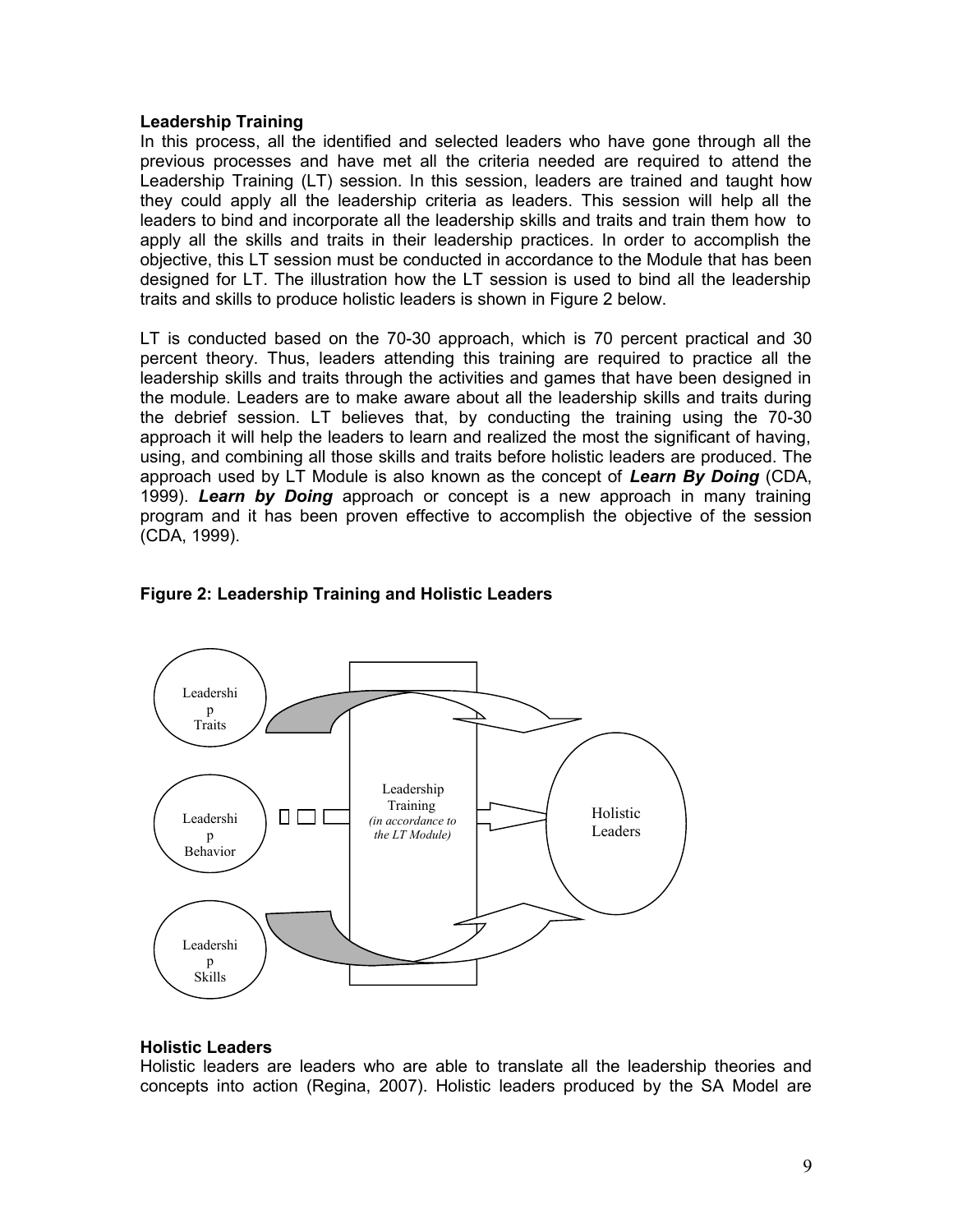**Leadership Training**

In this process, all the identified and selected leaders who have gone through all the previous processes and have met all the criteria needed are required to attend the Leadership Training (LT) session. In this session, leaders are trained and taught how they could apply all the leadership criteria as leaders. This session will help all the leaders to bind and incorporate all the leadership skills and traits and train them how to apply all the skills and traits in their leadership practices. In order to accomplish the objective, this LT session must be conducted in accordance to the Module that has been designed for LT. The illustration how the LT session is used to bind all the leadership traits and skills to produce holistic leaders is shown in Figure 2 below.

LT is conducted based on the 70-30 approach, which is 70 percent practical and 30 percent theory. Thus, leaders attending this training are required to practice all the leadership skills and traits through the activities and games that have been designed in the module. Leaders are to make aware about all the leadership skills and traits during the debrief session. LT believes that, by conducting the training using the 70-30 approach it will help the leaders to learn and realized the most the significant of having, using, and combining all those skills and traits before holistic leaders are produced. The approach used by LT Module is also known as the concept of ***Learn By Doing*** (CDA, 1999). ***Learn by Doing*** approach or concept is a new approach in many training program and it has been proven effective to accomplish the objective of the session (CDA, 1999).

**Figure 2: Leadership Training and Holistic Leaders**

Leadership Traits

Leadership Behavior

Leadership Skills

Leadership Training *(in accordance to the LT Module)*

Holistic Leaders

**Holistic Leaders**

Holistic leaders are leaders who are able to translate all the leadership theories and concepts into action (Regina, 2007). Holistic leaders produced by the SA Model are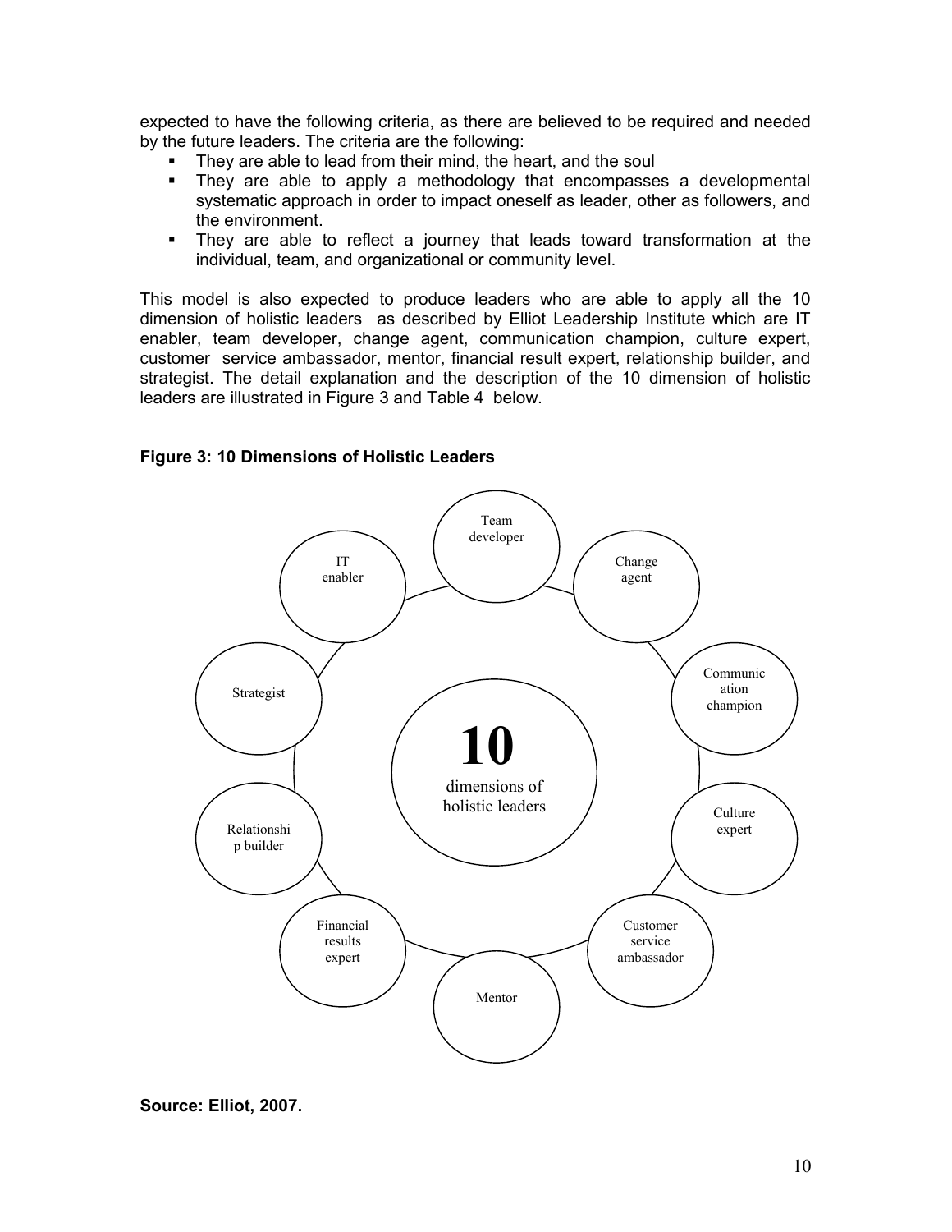expected to have the following criteria, as there are believed to be required and needed by the future leaders. The criteria are the following:

- They are able to lead from their mind, the heart, and the soul
- They are able to apply a methodology that encompasses a developmental systematic approach in order to impact oneself as leader, other as followers, and the environment.
- They are able to reflect a journey that leads toward transformation at the individual, team, and organizational or community level.

This model is also expected to produce leaders who are able to apply all the 10 dimension of holistic leaders as described by Elliot Leadership Institute which are IT enabler, team developer, change agent, communication champion, culture expert, customer service ambassador, mentor, financial result expert, relationship builder, and strategist. The detail explanation and the description of the 10 dimension of holistic leaders are illustrated in Figure 3 and Table 4 below.

**Figure 3: 10 Dimensions of Holistic Leaders**

10 dimensions of holistic leaders

Team developer

Change agent

Communication champion

Culture expert

Customer service ambassador

Mentor

Financial results expert

Relationship builder

Strategist

IT enabler

**Source: Elliot, 2007.**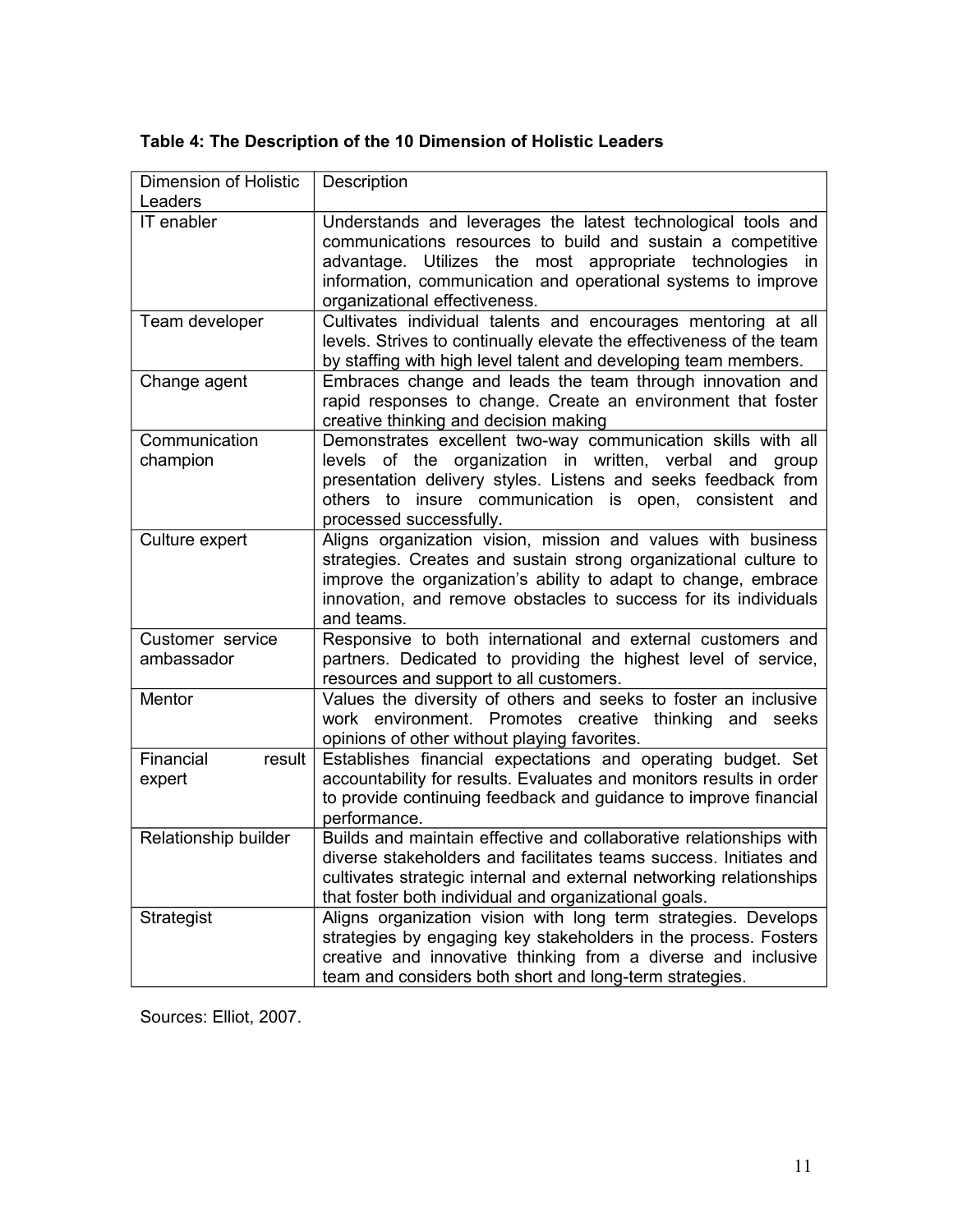**Table 4: The Description of the 10 Dimension of Holistic Leaders**

| Dimension of Holistic Leaders | Description |
|---|---|
| IT enabler | Understands and leverages the latest technological tools and communications resources to build and sustain a competitive advantage. Utilizes the most appropriate technologies in information, communication and operational systems to improve organizational effectiveness. |
| Team developer | Cultivates individual talents and encourages mentoring at all levels. Strives to continually elevate the effectiveness of the team by staffing with high level talent and developing team members. |
| Change agent | Embraces change and leads the team through innovation and rapid responses to change. Create an environment that foster creative thinking and decision making |
| Communication champion | Demonstrates excellent two-way communication skills with all levels of the organization in written, verbal and group presentation delivery styles. Listens and seeks feedback from others to insure communication is open, consistent and processed successfully. |
| Culture expert | Aligns organization vision, mission and values with business strategies. Creates and sustain strong organizational culture to improve the organization's ability to adapt to change, embrace innovation, and remove obstacles to success for its individuals and teams. |
| Customer service ambassador | Responsive to both international and external customers and partners. Dedicated to providing the highest level of service, resources and support to all customers. |
| Mentor | Values the diversity of others and seeks to foster an inclusive work environment. Promotes creative thinking and seeks opinions of other without playing favorites. |
| Financial result expert | Establishes financial expectations and operating budget. Set accountability for results. Evaluates and monitors results in order to provide continuing feedback and guidance to improve financial performance. |
| Relationship builder | Builds and maintain effective and collaborative relationships with diverse stakeholders and facilitates teams success. Initiates and cultivates strategic internal and external networking relationships that foster both individual and organizational goals. |
| Strategist | Aligns organization vision with long term strategies. Develops strategies by engaging key stakeholders in the process. Fosters creative and innovative thinking from a diverse and inclusive team and considers both short and long-term strategies. |

Sources: Elliot, 2007.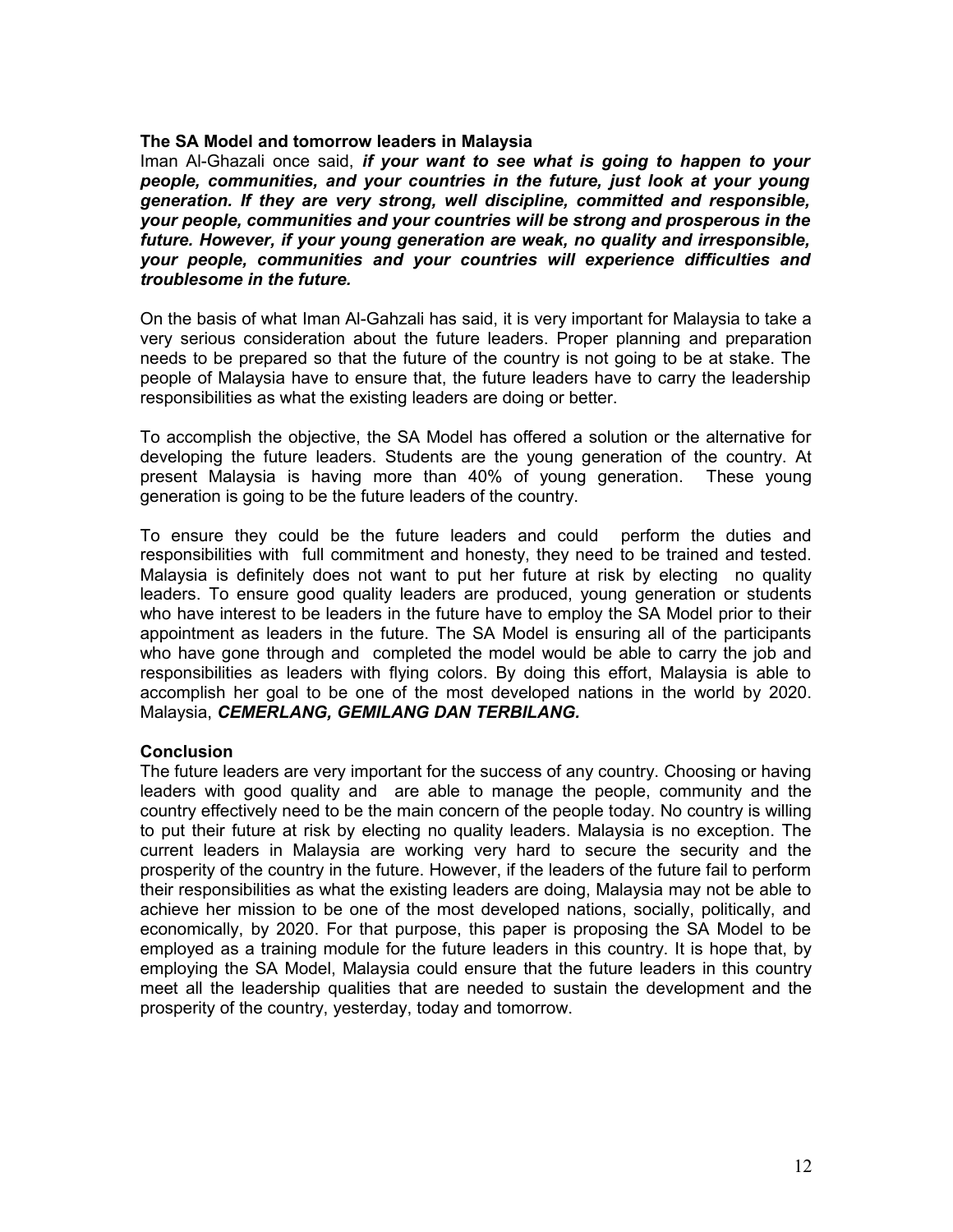**The SA Model and tomorrow leaders in Malaysia**

Iman Al-Ghazali once said, ***if your want to see what is going to happen to your people, communities, and your countries in the future, just look at your young generation. If they are very strong, well discipline, committed and responsible, your people, communities and your countries will be strong and prosperous in the future. However, if your young generation are weak, no quality and irresponsible, your people, communities and your countries will experience difficulties and troublesome in the future.***

On the basis of what Iman Al-Gahzali has said, it is very important for Malaysia to take a very serious consideration about the future leaders. Proper planning and preparation needs to be prepared so that the future of the country is not going to be at stake. The people of Malaysia have to ensure that, the future leaders have to carry the leadership responsibilities as what the existing leaders are doing or better.

To accomplish the objective, the SA Model has offered a solution or the alternative for developing the future leaders. Students are the young generation of the country. At present Malaysia is having more than 40% of young generation. These young generation is going to be the future leaders of the country.

To ensure they could be the future leaders and could perform the duties and responsibilities with full commitment and honesty, they need to be trained and tested. Malaysia is definitely does not want to put her future at risk by electing no quality leaders. To ensure good quality leaders are produced, young generation or students who have interest to be leaders in the future have to employ the SA Model prior to their appointment as leaders in the future. The SA Model is ensuring all of the participants who have gone through and completed the model would be able to carry the job and responsibilities as leaders with flying colors. By doing this effort, Malaysia is able to accomplish her goal to be one of the most developed nations in the world by 2020. Malaysia, ***CEMERLANG, GEMILANG DAN TERBILANG.***

**Conclusion**

The future leaders are very important for the success of any country. Choosing or having leaders with good quality and are able to manage the people, community and the country effectively need to be the main concern of the people today. No country is willing to put their future at risk by electing no quality leaders. Malaysia is no exception. The current leaders in Malaysia are working very hard to secure the security and the prosperity of the country in the future. However, if the leaders of the future fail to perform their responsibilities as what the existing leaders are doing, Malaysia may not be able to achieve her mission to be one of the most developed nations, socially, politically, and economically, by 2020. For that purpose, this paper is proposing the SA Model to be employed as a training module for the future leaders in this country. It is hope that, by employing the SA Model, Malaysia could ensure that the future leaders in this country meet all the leadership qualities that are needed to sustain the development and the prosperity of the country, yesterday, today and tomorrow.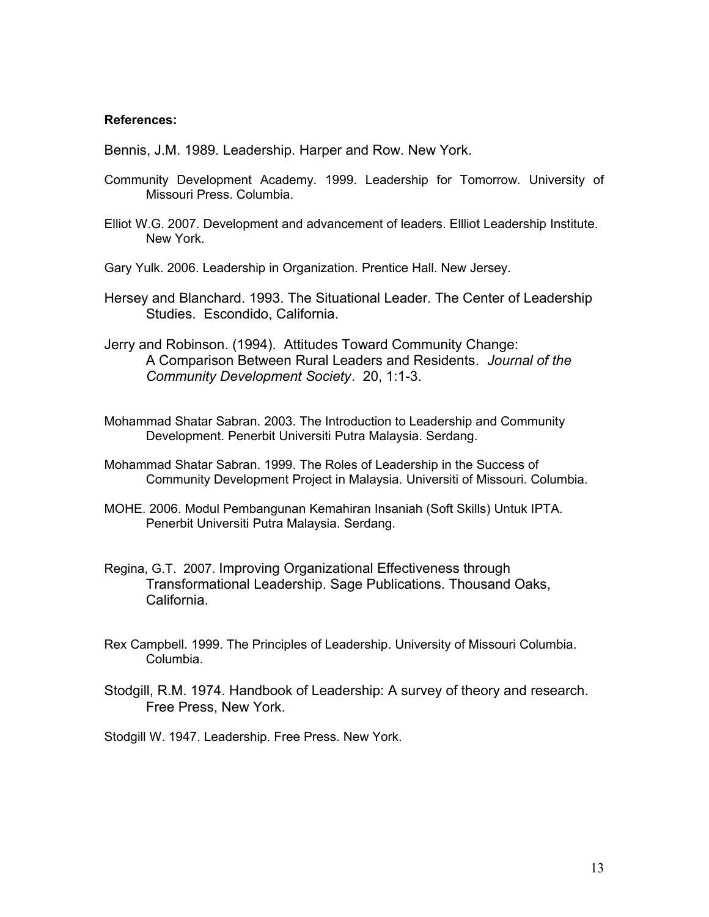**References:**

Bennis, J.M. 1989. Leadership. Harper and Row. New York.

Community Development Academy. 1999. Leadership for Tomorrow. University of Missouri Press. Columbia.

Elliot W.G. 2007. Development and advancement of leaders. Ellliot Leadership Institute. New York.

Gary Yulk. 2006. Leadership in Organization. Prentice Hall. New Jersey.

Hersey and Blanchard. 1993. The Situational Leader. The Center of Leadership Studies. Escondido, California.

Jerry and Robinson. (1994). Attitudes Toward Community Change: A Comparison Between Rural Leaders and Residents. *Journal of the Community Development Society*. 20, 1:1-3.

Mohammad Shatar Sabran. 2003. The Introduction to Leadership and Community Development. Penerbit Universiti Putra Malaysia. Serdang.

Mohammad Shatar Sabran. 1999. The Roles of Leadership in the Success of Community Development Project in Malaysia. Universiti of Missouri. Columbia.

MOHE. 2006. Modul Pembangunan Kemahiran Insaniah (Soft Skills) Untuk IPTA. Penerbit Universiti Putra Malaysia. Serdang.

Regina, G.T. 2007. Improving Organizational Effectiveness through Transformational Leadership. Sage Publications. Thousand Oaks, California.

Rex Campbell. 1999. The Principles of Leadership. University of Missouri Columbia. Columbia.

Stodgill, R.M. 1974. Handbook of Leadership: A survey of theory and research. Free Press, New York.

Stodgill W. 1947. Leadership. Free Press. New York.